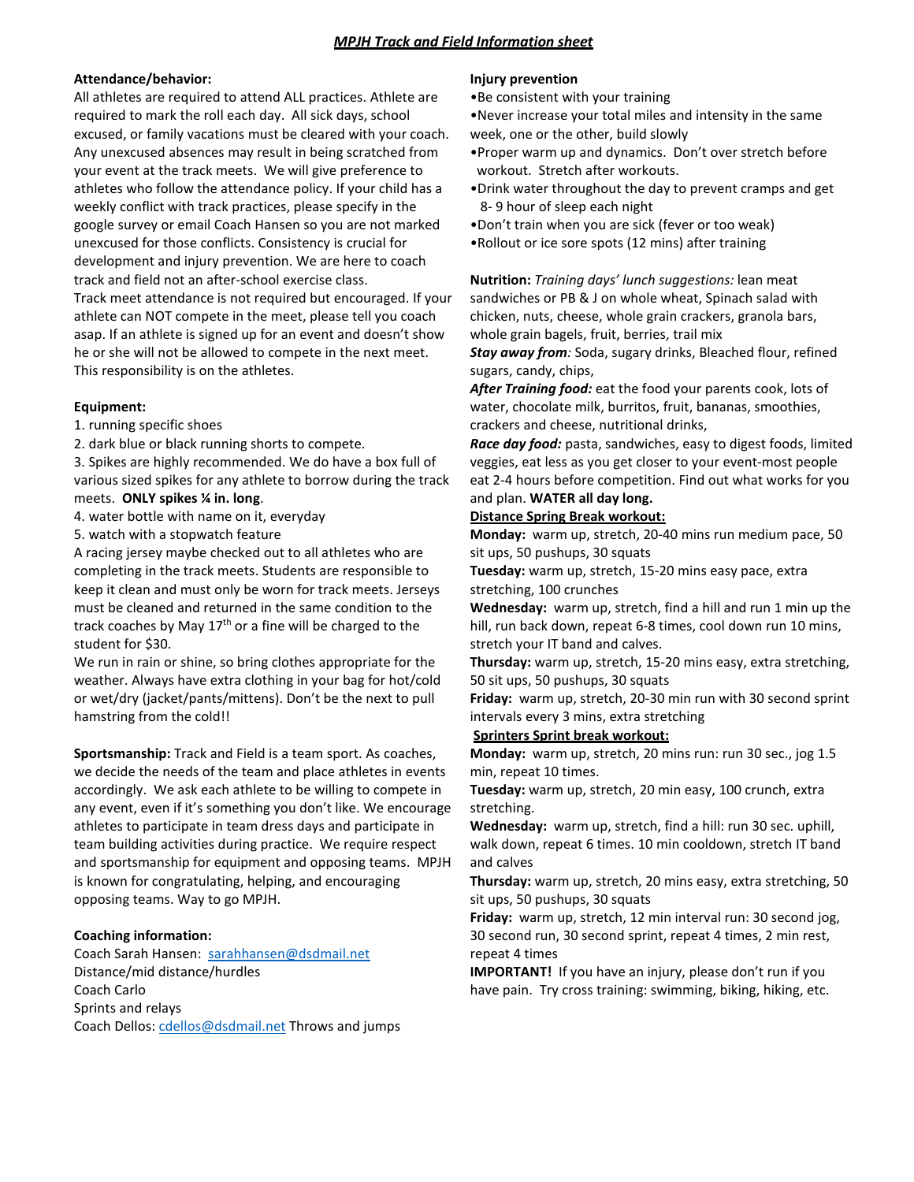# *MPJH Track and Field Information sheet*

**Attendance/behavior:**

All athletes are required to attend ALL practices. Athlete are required to mark the roll each day. All sick days, school excused, or family vacations must be cleared with your coach. Any unexcused absences may result in being scratched from your event at the track meets. We will give preference to athletes who follow the attendance policy. If your child has a weekly conflict with track practices, please specify in the google survey or email Coach Hansen so you are not marked unexcused for those conflicts. Consistency is crucial for development and injury prevention. We are here to coach track and field not an after-school exercise class.

Track meet attendance is not required but encouraged. If your athlete can NOT compete in the meet, please tell you coach asap. If an athlete is signed up for an event and doesn't show he or she will not be allowed to compete in the next meet. This responsibility is on the athletes.

**Equipment:**

1. running specific shoes
2. dark blue or black running shorts to compete.
3. Spikes are highly recommended. We do have a box full of various sized spikes for any athlete to borrow during the track meets. **ONLY spikes ¼ in. long**.
4. water bottle with name on it, everyday
5. watch with a stopwatch feature

A racing jersey maybe checked out to all athletes who are completing in the track meets. Students are responsible to keep it clean and must only be worn for track meets. Jerseys must be cleaned and returned in the same condition to the track coaches by May 17th or a fine will be charged to the student for $30.

We run in rain or shine, so bring clothes appropriate for the weather. Always have extra clothing in your bag for hot/cold or wet/dry (jacket/pants/mittens). Don't be the next to pull hamstring from the cold!!

**Sportsmanship:** Track and Field is a team sport. As coaches, we decide the needs of the team and place athletes in events accordingly. We ask each athlete to be willing to compete in any event, even if it's something you don't like. We encourage athletes to participate in team dress days and participate in team building activities during practice. We require respect and sportsmanship for equipment and opposing teams. MPJH is known for congratulating, helping, and encouraging opposing teams. Way to go MPJH.

**Coaching information:**

Coach Sarah Hansen: sarahhansen@dsdmail.net
Distance/mid distance/hurdles
Coach Carlo
Sprints and relays
Coach Dellos: cdellos@dsdmail.net Throws and jumps

**Injury prevention**

- Be consistent with your training
- Never increase your total miles and intensity in the same week, one or the other, build slowly
- Proper warm up and dynamics. Don't over stretch before workout. Stretch after workouts.
- Drink water throughout the day to prevent cramps and get 8- 9 hour of sleep each night
- Don't train when you are sick (fever or too weak)
- Rollout or ice sore spots (12 mins) after training

**Nutrition:** *Training days' lunch suggestions:* lean meat sandwiches or PB & J on whole wheat, Spinach salad with chicken, nuts, cheese, whole grain crackers, granola bars, whole grain bagels, fruit, berries, trail mix

***Stay away from:*** Soda, sugary drinks, Bleached flour, refined sugars, candy, chips,

***After Training food:*** eat the food your parents cook, lots of water, chocolate milk, burritos, fruit, bananas, smoothies, crackers and cheese, nutritional drinks,

***Race day food:*** pasta, sandwiches, easy to digest foods, limited veggies, eat less as you get closer to your event-most people eat 2-4 hours before competition. Find out what works for you and plan. **WATER all day long.**

**Distance Spring Break workout:**

**Monday:** warm up, stretch, 20-40 mins run medium pace, 50 sit ups, 50 pushups, 30 squats

**Tuesday:** warm up, stretch, 15-20 mins easy pace, extra stretching, 100 crunches

**Wednesday:** warm up, stretch, find a hill and run 1 min up the hill, run back down, repeat 6-8 times, cool down run 10 mins, stretch your IT band and calves.

**Thursday:** warm up, stretch, 15-20 mins easy, extra stretching, 50 sit ups, 50 pushups, 30 squats

**Friday:** warm up, stretch, 20-30 min run with 30 second sprint intervals every 3 mins, extra stretching

**Sprinters Sprint break workout:**

**Monday:** warm up, stretch, 20 mins run: run 30 sec., jog 1.5 min, repeat 10 times.

**Tuesday:** warm up, stretch, 20 min easy, 100 crunch, extra stretching.

**Wednesday:** warm up, stretch, find a hill: run 30 sec. uphill, walk down, repeat 6 times. 10 min cooldown, stretch IT band and calves

**Thursday:** warm up, stretch, 20 mins easy, extra stretching, 50 sit ups, 50 pushups, 30 squats

**Friday:** warm up, stretch, 12 min interval run: 30 second jog, 30 second run, 30 second sprint, repeat 4 times, 2 min rest, repeat 4 times

**IMPORTANT!** If you have an injury, please don't run if you have pain. Try cross training: swimming, biking, hiking, etc.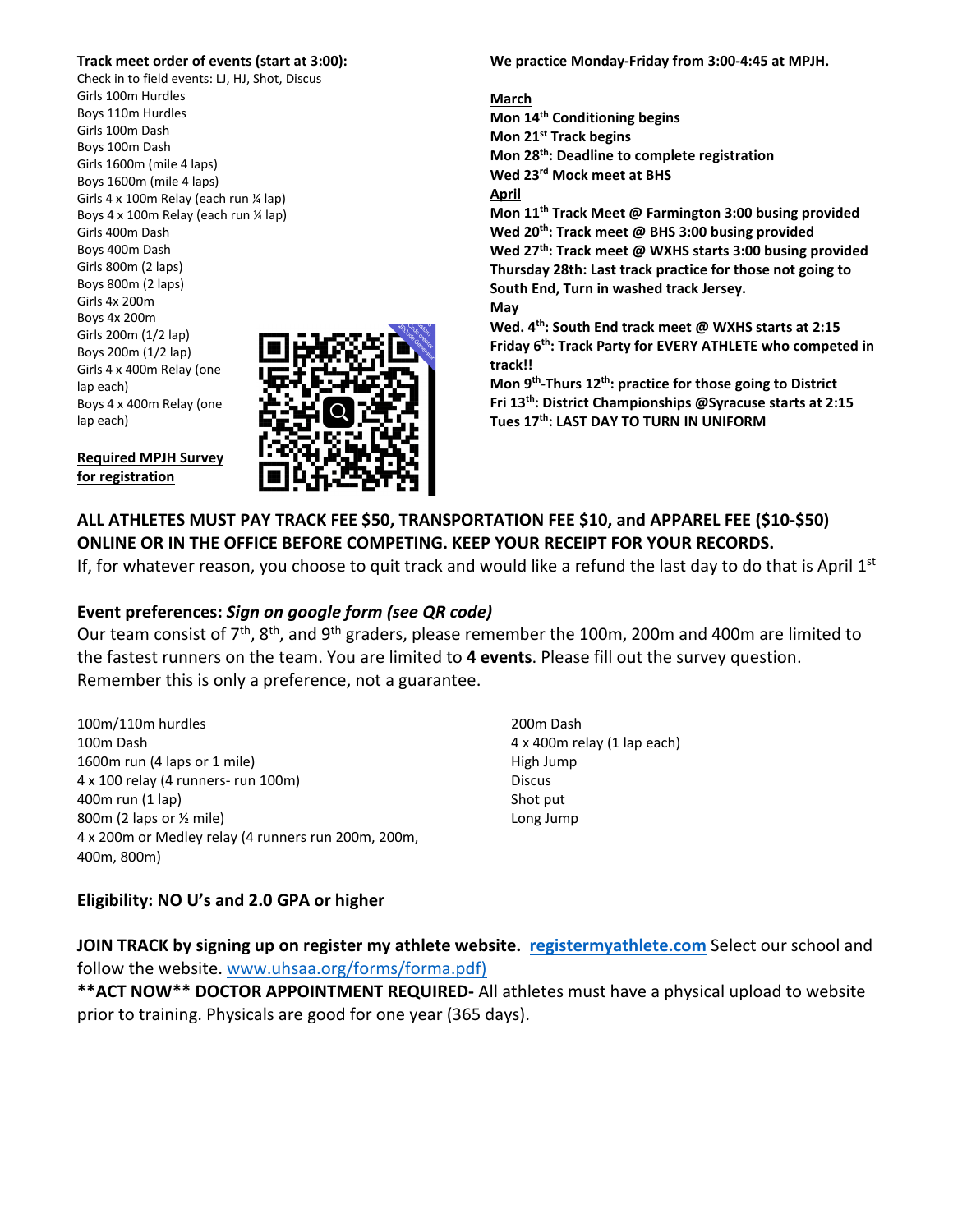**Track meet order of events (start at 3:00):**

Check in to field events: LJ, HJ, Shot, Discus

Girls 100m Hurdles
Boys 110m Hurdles
Girls 100m Dash
Boys 100m Dash
Girls 1600m (mile 4 laps)
Boys 1600m (mile 4 laps)
Girls 4 x 100m Relay (each run ¼ lap)
Boys 4 x 100m Relay (each run ¼ lap)
Girls 400m Dash
Boys 400m Dash
Girls 800m (2 laps)
Boys 800m (2 laps)
Girls 4x 200m
Boys 4x 200m
Girls 200m (1/2 lap)
Boys 200m (1/2 lap)
Girls 4 x 400m Relay (one lap each)
Boys 4 x 400m Relay (one lap each)

**Required MPJH Survey for registration**

**We practice Monday-Friday from 3:00-4:45 at MPJH.**

**March**

**Mon 14th Conditioning begins**
**Mon 21st Track begins**
**Mon 28th: Deadline to complete registration**
**Wed 23rd Mock meet at BHS**

**April**

**Mon 11th Track Meet @ Farmington 3:00 busing provided**
**Wed 20th: Track meet @ BHS 3:00 busing provided**
**Wed 27th: Track meet @ WXHS starts 3:00 busing provided**
**Thursday 28th: Last track practice for those not going to South End, Turn in washed track Jersey.**

**May**

**Wed. 4th: South End track meet @ WXHS starts at 2:15**
**Friday 6th: Track Party for EVERY ATHLETE who competed in track!!**
**Mon 9th-Thurs 12th: practice for those going to District**
**Fri 13th: District Championships @Syracuse starts at 2:15**
**Tues 17th: LAST DAY TO TURN IN UNIFORM**

**ALL ATHLETES MUST PAY TRACK FEE $50, TRANSPORTATION FEE $10, and APPAREL FEE ($10-$50) ONLINE OR IN THE OFFICE BEFORE COMPETING. KEEP YOUR RECEIPT FOR YOUR RECORDS.**

If, for whatever reason, you choose to quit track and would like a refund the last day to do that is April 1st

**Event preferences:** ***Sign on google form (see QR code)***

Our team consist of 7th, 8th, and 9th graders, please remember the 100m, 200m and 400m are limited to the fastest runners on the team. You are limited to **4 events**. Please fill out the survey question. Remember this is only a preference, not a guarantee.

100m/110m hurdles
100m Dash
1600m run (4 laps or 1 mile)
4 x 100 relay (4 runners- run 100m)
400m run (1 lap)
800m (2 laps or ½ mile)
4 x 200m or Medley relay (4 runners run 200m, 200m, 400m, 800m)
200m Dash
4 x 400m relay (1 lap each)
High Jump
Discus
Shot put
Long Jump

**Eligibility: NO U's and 2.0 GPA or higher**

**JOIN TRACK by signing up on register my athlete website.** [registermyathlete.com](registermyathlete.com) Select our school and follow the website. [www.uhsaa.org/forms/forma.pdf)](www.uhsaa.org/forms/forma.pdf)

**\*\*ACT NOW\*\* DOCTOR APPOINTMENT REQUIRED-** All athletes must have a physical upload to website prior to training. Physicals are good for one year (365 days).